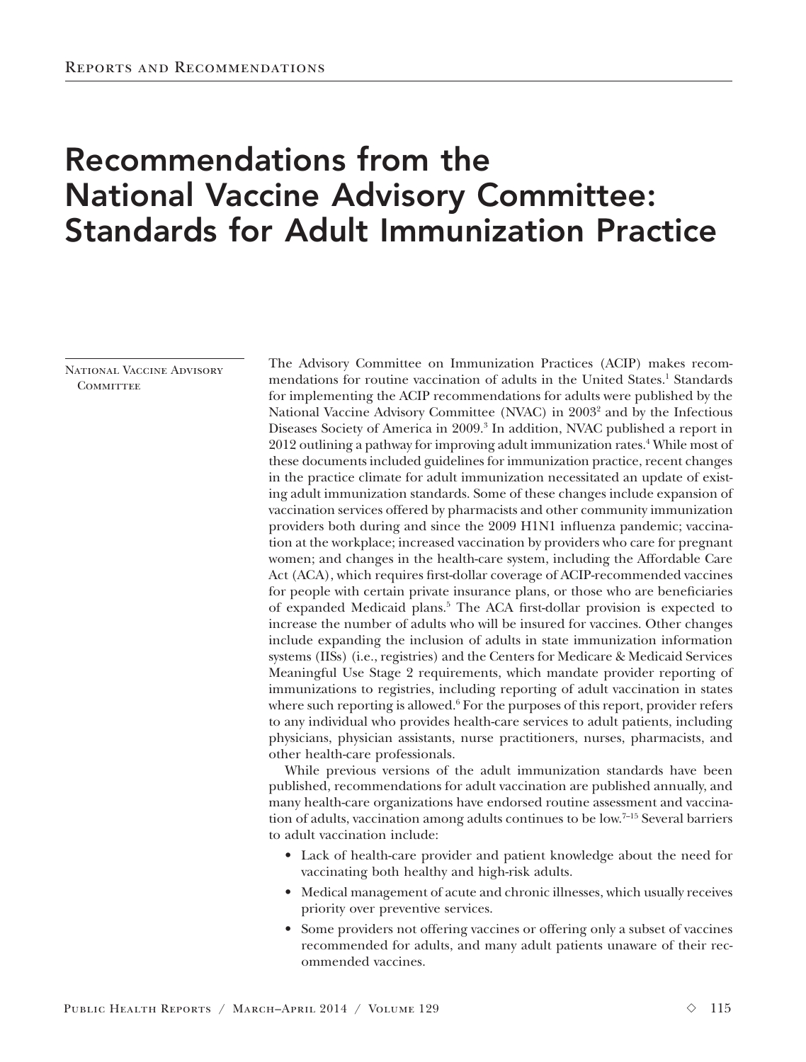# Recommendations from the National Vaccine Advisory Committee: Standards for Adult Immunization Practice

National Vaccine Advisory Committee

The Advisory Committee on Immunization Practices (ACIP) makes recommendations for routine vaccination of adults in the United States.[1] Standards for implementing the ACIP recommendations for adults were published by the National Vaccine Advisory Committee (NVAC) in 2003[2] and by the Infectious Diseases Society of America in 2009.[3] In addition, NVAC published a report in 2012 outlining a pathway for improving adult immunization rates.[4] While most of these documents included guidelines for immunization practice, recent changes in the practice climate for adult immunization necessitated an update of existing adult immunization standards. Some of these changes include expansion of vaccination services offered by pharmacists and other community immunization providers both during and since the 2009 H1N1 influenza pandemic; vaccination at the workplace; increased vaccination by providers who care for pregnant women; and changes in the health-care system, including the Affordable Care Act (ACA), which requires first-dollar coverage of ACIP-recommended vaccines for people with certain private insurance plans, or those who are beneficiaries of expanded Medicaid plans.[5] The ACA first-dollar provision is expected to increase the number of adults who will be insured for vaccines. Other changes include expanding the inclusion of adults in state immunization information systems (IISs) (i.e., registries) and the Centers for Medicare & Medicaid Services Meaningful Use Stage 2 requirements, which mandate provider reporting of immunizations to registries, including reporting of adult vaccination in states where such reporting is allowed.[6] For the purposes of this report, provider refers to any individual who provides health-care services to adult patients, including physicians, physician assistants, nurse practitioners, nurses, pharmacists, and other health-care professionals.

While previous versions of the adult immunization standards have been published, recommendations for adult vaccination are published annually, and many health-care organizations have endorsed routine assessment and vaccination of adults, vaccination among adults continues to be low.[7–15] Several barriers to adult vaccination include:

- Lack of health-care provider and patient knowledge about the need for vaccinating both healthy and high-risk adults.
- Medical management of acute and chronic illnesses, which usually receives priority over preventive services.
- Some providers not offering vaccines or offering only a subset of vaccines recommended for adults, and many adult patients unaware of their recommended vaccines.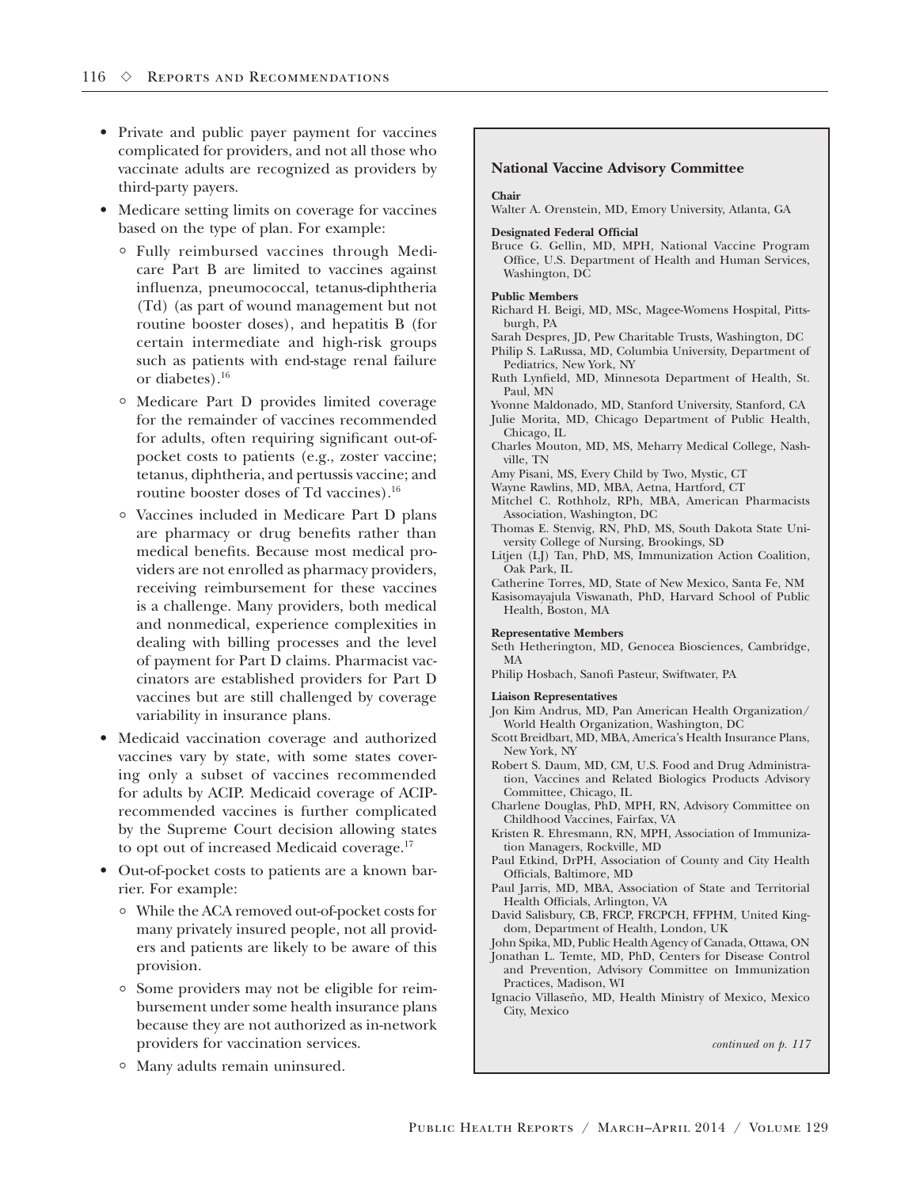- Private and public payer payment for vaccines complicated for providers, and not all those who vaccinate adults are recognized as providers by third-party payers.
- Medicare setting limits on coverage for vaccines based on the type of plan. For example:
  - Fully reimbursed vaccines through Medicare Part B are limited to vaccines against influenza, pneumococcal, tetanus-diphtheria (Td) (as part of wound management but not routine booster doses), and hepatitis B (for certain intermediate and high-risk groups such as patients with end-stage renal failure or diabetes).[16]
  - Medicare Part D provides limited coverage for the remainder of vaccines recommended for adults, often requiring significant out-of-pocket costs to patients (e.g., zoster vaccine; tetanus, diphtheria, and pertussis vaccine; and routine booster doses of Td vaccines).[16]
  - Vaccines included in Medicare Part D plans are pharmacy or drug benefits rather than medical benefits. Because most medical providers are not enrolled as pharmacy providers, receiving reimbursement for these vaccines is a challenge. Many providers, both medical and nonmedical, experience complexities in dealing with billing processes and the level of payment for Part D claims. Pharmacist vaccinators are established providers for Part D vaccines but are still challenged by coverage variability in insurance plans.
- Medicaid vaccination coverage and authorized vaccines vary by state, with some states covering only a subset of vaccines recommended for adults by ACIP. Medicaid coverage of ACIP-recommended vaccines is further complicated by the Supreme Court decision allowing states to opt out of increased Medicaid coverage.[17]
- Out-of-pocket costs to patients are a known barrier. For example:
  - While the ACA removed out-of-pocket costs for many privately insured people, not all providers and patients are likely to be aware of this provision.
  - Some providers may not be eligible for reimbursement under some health insurance plans because they are not authorized as in-network providers for vaccination services.
  - Many adults remain uninsured.

**National Vaccine Advisory Committee**

**Chair**

Walter A. Orenstein, MD, Emory University, Atlanta, GA

**Designated Federal Official**

Bruce G. Gellin, MD, MPH, National Vaccine Program Office, U.S. Department of Health and Human Services, Washington, DC

**Public Members**

Richard H. Beigi, MD, MSc, Magee-Womens Hospital, Pittsburgh, PA

Sarah Despres, JD, Pew Charitable Trusts, Washington, DC

Philip S. LaRussa, MD, Columbia University, Department of Pediatrics, New York, NY

Ruth Lynfield, MD, Minnesota Department of Health, St. Paul, MN

Yvonne Maldonado, MD, Stanford University, Stanford, CA

Julie Morita, MD, Chicago Department of Public Health, Chicago, IL

Charles Mouton, MD, MS, Meharry Medical College, Nashville, TN

Amy Pisani, MS, Every Child by Two, Mystic, CT

Wayne Rawlins, MD, MBA, Aetna, Hartford, CT

Mitchel C. Rothholz, RPh, MBA, American Pharmacists Association, Washington, DC

Thomas E. Stenvig, RN, PhD, MS, South Dakota State University College of Nursing, Brookings, SD

Litjen (LJ) Tan, PhD, MS, Immunization Action Coalition, Oak Park, IL

Catherine Torres, MD, State of New Mexico, Santa Fe, NM

Kasisomayajula Viswanath, PhD, Harvard School of Public Health, Boston, MA

**Representative Members**

Seth Hetherington, MD, Genocea Biosciences, Cambridge, MA

Philip Hosbach, Sanofi Pasteur, Swiftwater, PA

**Liaison Representatives**

Jon Kim Andrus, MD, Pan American Health Organization/World Health Organization, Washington, DC

Scott Breidbart, MD, MBA, America's Health Insurance Plans, New York, NY

Robert S. Daum, MD, CM, U.S. Food and Drug Administration, Vaccines and Related Biologics Products Advisory Committee, Chicago, IL

Charlene Douglas, PhD, MPH, RN, Advisory Committee on Childhood Vaccines, Fairfax, VA

Kristen R. Ehresmann, RN, MPH, Association of Immunization Managers, Rockville, MD

Paul Etkind, DrPH, Association of County and City Health Officials, Baltimore, MD

Paul Jarris, MD, MBA, Association of State and Territorial Health Officials, Arlington, VA

David Salisbury, CB, FRCP, FRCPCH, FFPHM, United Kingdom, Department of Health, London, UK

John Spika, MD, Public Health Agency of Canada, Ottawa, ON

Jonathan L. Temte, MD, PhD, Centers for Disease Control and Prevention, Advisory Committee on Immunization Practices, Madison, WI

Ignacio Villaseño, MD, Health Ministry of Mexico, Mexico City, Mexico

*continued on p. 117*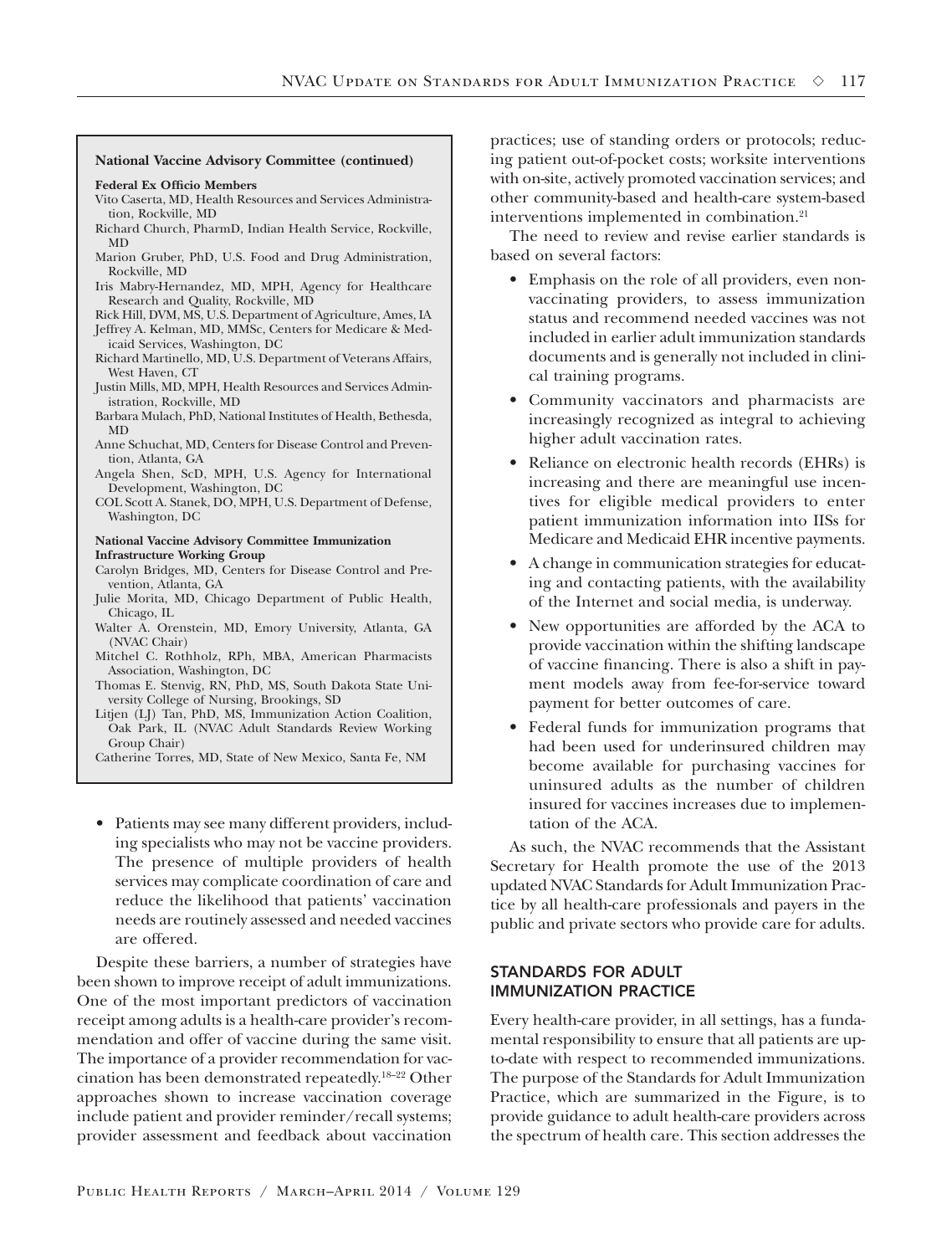**National Vaccine Advisory Committee (continued)**

**Federal Ex Officio Members**

Vito Caserta, MD, Health Resources and Services Administration, Rockville, MD

Richard Church, PharmD, Indian Health Service, Rockville, MD

Marion Gruber, PhD, U.S. Food and Drug Administration, Rockville, MD

Iris Mabry-Hernandez, MD, MPH, Agency for Healthcare Research and Quality, Rockville, MD

Rick Hill, DVM, MS, U.S. Department of Agriculture, Ames, IA

Jeffrey A. Kelman, MD, MMSc, Centers for Medicare & Medicaid Services, Washington, DC

Richard Martinello, MD, U.S. Department of Veterans Affairs, West Haven, CT

Justin Mills, MD, MPH, Health Resources and Services Administration, Rockville, MD

Barbara Mulach, PhD, National Institutes of Health, Bethesda, MD

Anne Schuchat, MD, Centers for Disease Control and Prevention, Atlanta, GA

Angela Shen, ScD, MPH, U.S. Agency for International Development, Washington, DC

COL Scott A. Stanek, DO, MPH, U.S. Department of Defense, Washington, DC

**National Vaccine Advisory Committee Immunization Infrastructure Working Group**

Carolyn Bridges, MD, Centers for Disease Control and Prevention, Atlanta, GA

Julie Morita, MD, Chicago Department of Public Health, Chicago, IL

Walter A. Orenstein, MD, Emory University, Atlanta, GA (NVAC Chair)

Mitchel C. Rothholz, RPh, MBA, American Pharmacists Association, Washington, DC

Thomas E. Stenvig, RN, PhD, MS, South Dakota State University College of Nursing, Brookings, SD

Litjen (LJ) Tan, PhD, MS, Immunization Action Coalition, Oak Park, IL (NVAC Adult Standards Review Working Group Chair)

Catherine Torres, MD, State of New Mexico, Santa Fe, NM

- Patients may see many different providers, including specialists who may not be vaccine providers. The presence of multiple providers of health services may complicate coordination of care and reduce the likelihood that patients' vaccination needs are routinely assessed and needed vaccines are offered.

Despite these barriers, a number of strategies have been shown to improve receipt of adult immunizations. One of the most important predictors of vaccination receipt among adults is a health-care provider's recommendation and offer of vaccine during the same visit. The importance of a provider recommendation for vaccination has been demonstrated repeatedly.[18–22] Other approaches shown to increase vaccination coverage include patient and provider reminder/recall systems; provider assessment and feedback about vaccination practices; use of standing orders or protocols; reducing patient out-of-pocket costs; worksite interventions with on-site, actively promoted vaccination services; and other community-based and health-care system-based interventions implemented in combination.[21]

The need to review and revise earlier standards is based on several factors:

- Emphasis on the role of all providers, even nonvaccinating providers, to assess immunization status and recommend needed vaccines was not included in earlier adult immunization standards documents and is generally not included in clinical training programs.
- Community vaccinators and pharmacists are increasingly recognized as integral to achieving higher adult vaccination rates.
- Reliance on electronic health records (EHRs) is increasing and there are meaningful use incentives for eligible medical providers to enter patient immunization information into IISs for Medicare and Medicaid EHR incentive payments.
- A change in communication strategies for educating and contacting patients, with the availability of the Internet and social media, is underway.
- New opportunities are afforded by the ACA to provide vaccination within the shifting landscape of vaccine financing. There is also a shift in payment models away from fee-for-service toward payment for better outcomes of care.
- Federal funds for immunization programs that had been used for underinsured children may become available for purchasing vaccines for uninsured adults as the number of children insured for vaccines increases due to implementation of the ACA.

As such, the NVAC recommends that the Assistant Secretary for Health promote the use of the 2013 updated NVAC Standards for Adult Immunization Practice by all health-care professionals and payers in the public and private sectors who provide care for adults.

## STANDARDS FOR ADULT IMMUNIZATION PRACTICE

Every health-care provider, in all settings, has a fundamental responsibility to ensure that all patients are up-to-date with respect to recommended immunizations. The purpose of the Standards for Adult Immunization Practice, which are summarized in the Figure, is to provide guidance to adult health-care providers across the spectrum of health care. This section addresses the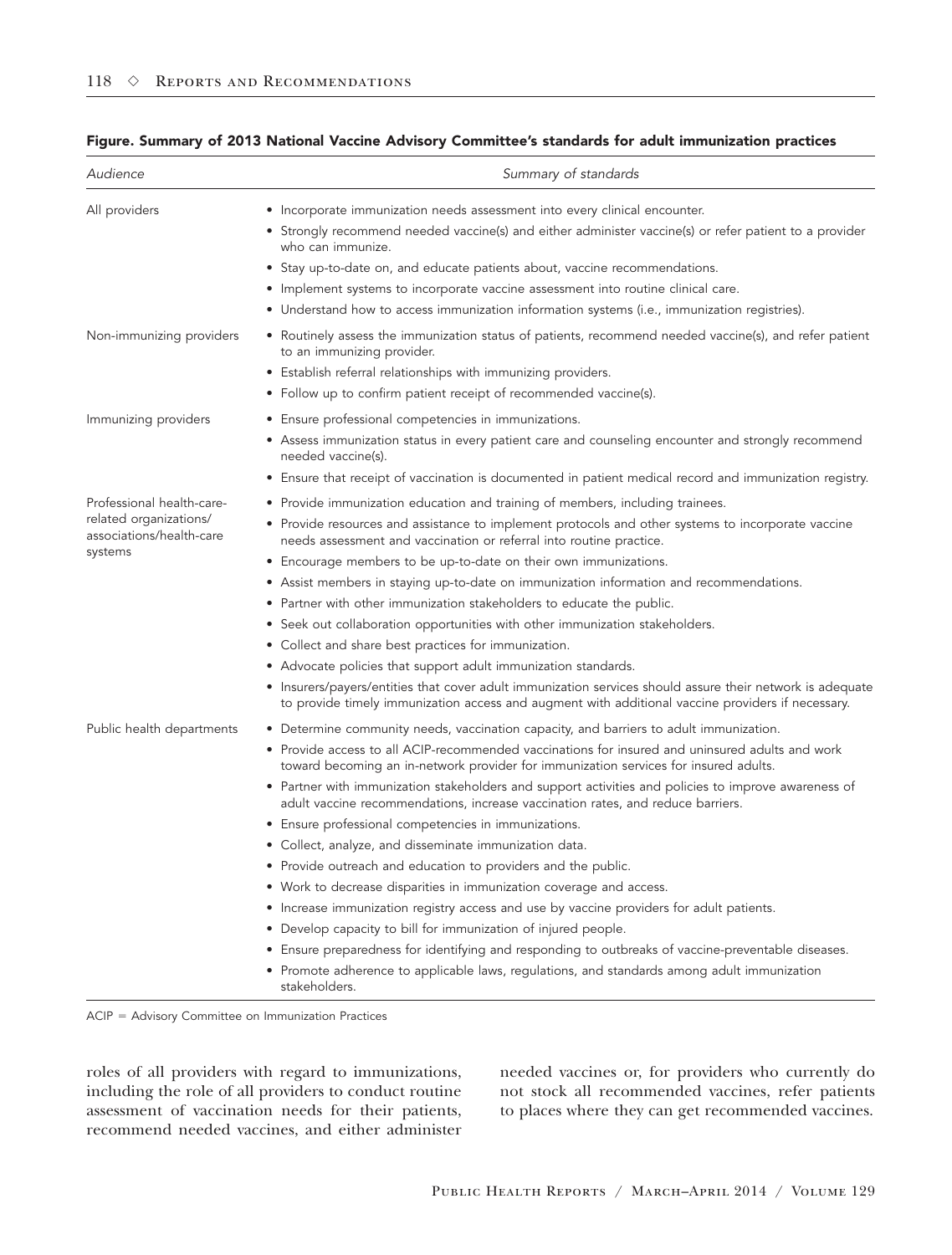**Figure. Summary of 2013 National Vaccine Advisory Committee's standards for adult immunization practices**

| *Audience* | *Summary of standards* |
|---|---|
| All providers | • Incorporate immunization needs assessment into every clinical encounter.<br>• Strongly recommend needed vaccine(s) and either administer vaccine(s) or refer patient to a provider who can immunize.<br>• Stay up-to-date on, and educate patients about, vaccine recommendations.<br>• Implement systems to incorporate vaccine assessment into routine clinical care.<br>• Understand how to access immunization information systems (i.e., immunization registries). |
| Non-immunizing providers | • Routinely assess the immunization status of patients, recommend needed vaccine(s), and refer patient to an immunizing provider.<br>• Establish referral relationships with immunizing providers.<br>• Follow up to confirm patient receipt of recommended vaccine(s). |
| Immunizing providers | • Ensure professional competencies in immunizations.<br>• Assess immunization status in every patient care and counseling encounter and strongly recommend needed vaccine(s).<br>• Ensure that receipt of vaccination is documented in patient medical record and immunization registry. |
| Professional health-care-related organizations/associations/health-care systems | • Provide immunization education and training of members, including trainees.<br>• Provide resources and assistance to implement protocols and other systems to incorporate vaccine needs assessment and vaccination or referral into routine practice.<br>• Encourage members to be up-to-date on their own immunizations.<br>• Assist members in staying up-to-date on immunization information and recommendations.<br>• Partner with other immunization stakeholders to educate the public.<br>• Seek out collaboration opportunities with other immunization stakeholders.<br>• Collect and share best practices for immunization.<br>• Advocate policies that support adult immunization standards.<br>• Insurers/payers/entities that cover adult immunization services should assure their network is adequate to provide timely immunization access and augment with additional vaccine providers if necessary. |
| Public health departments | • Determine community needs, vaccination capacity, and barriers to adult immunization.<br>• Provide access to all ACIP-recommended vaccinations for insured and uninsured adults and work toward becoming an in-network provider for immunization services for insured adults.<br>• Partner with immunization stakeholders and support activities and policies to improve awareness of adult vaccine recommendations, increase vaccination rates, and reduce barriers.<br>• Ensure professional competencies in immunizations.<br>• Collect, analyze, and disseminate immunization data.<br>• Provide outreach and education to providers and the public.<br>• Work to decrease disparities in immunization coverage and access.<br>• Increase immunization registry access and use by vaccine providers for adult patients.<br>• Develop capacity to bill for immunization of injured people.<br>• Ensure preparedness for identifying and responding to outbreaks of vaccine-preventable diseases.<br>• Promote adherence to applicable laws, regulations, and standards among adult immunization stakeholders. |

ACIP = Advisory Committee on Immunization Practices

roles of all providers with regard to immunizations, including the role of all providers to conduct routine assessment of vaccination needs for their patients, recommend needed vaccines, and either administer needed vaccines or, for providers who currently do not stock all recommended vaccines, refer patients to places where they can get recommended vaccines.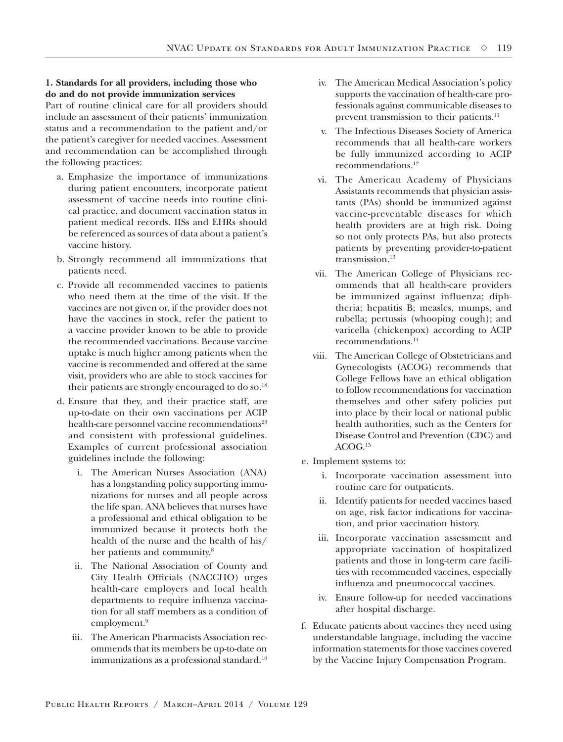**1. Standards for all providers, including those who do and do not provide immunization services**

Part of routine clinical care for all providers should include an assessment of their patients' immunization status and a recommendation to the patient and/or the patient's caregiver for needed vaccines. Assessment and recommendation can be accomplished through the following practices:

a. Emphasize the importance of immunizations during patient encounters, incorporate patient assessment of vaccine needs into routine clinical practice, and document vaccination status in patient medical records. IISs and EHRs should be referenced as sources of data about a patient's vaccine history.

b. Strongly recommend all immunizations that patients need.

c. Provide all recommended vaccines to patients who need them at the time of the visit. If the vaccines are not given or, if the provider does not have the vaccines in stock, refer the patient to a vaccine provider known to be able to provide the recommended vaccinations. Because vaccine uptake is much higher among patients when the vaccine is recommended and offered at the same visit, providers who are able to stock vaccines for their patients are strongly encouraged to do so.[18]

d. Ensure that they, and their practice staff, are up-to-date on their own vaccinations per ACIP health-care personnel vaccine recommendations[23] and consistent with professional guidelines. Examples of current professional association guidelines include the following:

   i. The American Nurses Association (ANA) has a longstanding policy supporting immunizations for nurses and all people across the life span. ANA believes that nurses have a professional and ethical obligation to be immunized because it protects both the health of the nurse and the health of his/her patients and community.[8]

   ii. The National Association of County and City Health Officials (NACCHO) urges health-care employers and local health departments to require influenza vaccination for all staff members as a condition of employment.[9]

   iii. The American Pharmacists Association recommends that its members be up-to-date on immunizations as a professional standard.[10]

   iv. The American Medical Association's policy supports the vaccination of health-care professionals against communicable diseases to prevent transmission to their patients.[11]

   v. The Infectious Diseases Society of America recommends that all health-care workers be fully immunized according to ACIP recommendations.[12]

   vi. The American Academy of Physicians Assistants recommends that physician assistants (PAs) should be immunized against vaccine-preventable diseases for which health providers are at high risk. Doing so not only protects PAs, but also protects patients by preventing provider-to-patient transmission.[13]

   vii. The American College of Physicians recommends that all health-care providers be immunized against influenza; diphtheria; hepatitis B; measles, mumps, and rubella; pertussis (whooping cough); and varicella (chickenpox) according to ACIP recommendations.[14]

   viii. The American College of Obstetricians and Gynecologists (ACOG) recommends that College Fellows have an ethical obligation to follow recommendations for vaccination themselves and other safety policies put into place by their local or national public health authorities, such as the Centers for Disease Control and Prevention (CDC) and ACOG.[15]

e. Implement systems to:

   i. Incorporate vaccination assessment into routine care for outpatients.

   ii. Identify patients for needed vaccines based on age, risk factor indications for vaccination, and prior vaccination history.

   iii. Incorporate vaccination assessment and appropriate vaccination of hospitalized patients and those in long-term care facilities with recommended vaccines, especially influenza and pneumococcal vaccines.

   iv. Ensure follow-up for needed vaccinations after hospital discharge.

f. Educate patients about vaccines they need using understandable language, including the vaccine information statements for those vaccines covered by the Vaccine Injury Compensation Program.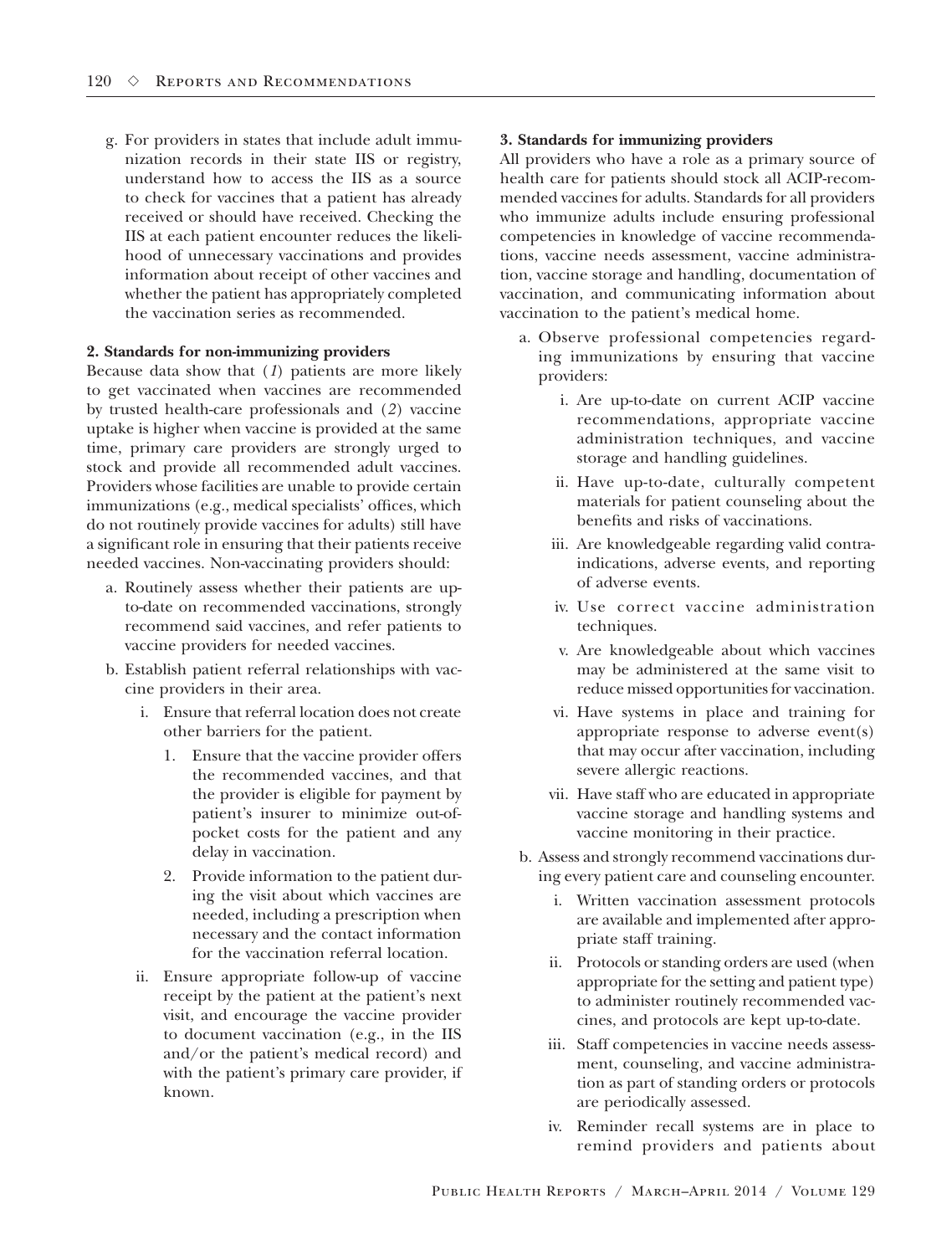g. For providers in states that include adult immunization records in their state IIS or registry, understand how to access the IIS as a source to check for vaccines that a patient has already received or should have received. Checking the IIS at each patient encounter reduces the likelihood of unnecessary vaccinations and provides information about receipt of other vaccines and whether the patient has appropriately completed the vaccination series as recommended.

**2. Standards for non-immunizing providers**

Because data show that (*1*) patients are more likely to get vaccinated when vaccines are recommended by trusted health-care professionals and (*2*) vaccine uptake is higher when vaccine is provided at the same time, primary care providers are strongly urged to stock and provide all recommended adult vaccines. Providers whose facilities are unable to provide certain immunizations (e.g., medical specialists' offices, which do not routinely provide vaccines for adults) still have a significant role in ensuring that their patients receive needed vaccines. Non-vaccinating providers should:

a. Routinely assess whether their patients are up-to-date on recommended vaccinations, strongly recommend said vaccines, and refer patients to vaccine providers for needed vaccines.

b. Establish patient referral relationships with vaccine providers in their area.

   i. Ensure that referral location does not create other barriers for the patient.

      1. Ensure that the vaccine provider offers the recommended vaccines, and that the provider is eligible for payment by patient's insurer to minimize out-of-pocket costs for the patient and any delay in vaccination.

      2. Provide information to the patient during the visit about which vaccines are needed, including a prescription when necessary and the contact information for the vaccination referral location.

   ii. Ensure appropriate follow-up of vaccine receipt by the patient at the patient's next visit, and encourage the vaccine provider to document vaccination (e.g., in the IIS and/or the patient's medical record) and with the patient's primary care provider, if known.

**3. Standards for immunizing providers**

All providers who have a role as a primary source of health care for patients should stock all ACIP-recommended vaccines for adults. Standards for all providers who immunize adults include ensuring professional competencies in knowledge of vaccine recommendations, vaccine needs assessment, vaccine administration, vaccine storage and handling, documentation of vaccination, and communicating information about vaccination to the patient's medical home.

a. Observe professional competencies regarding immunizations by ensuring that vaccine providers:

   i. Are up-to-date on current ACIP vaccine recommendations, appropriate vaccine administration techniques, and vaccine storage and handling guidelines.

   ii. Have up-to-date, culturally competent materials for patient counseling about the benefits and risks of vaccinations.

   iii. Are knowledgeable regarding valid contraindications, adverse events, and reporting of adverse events.

   iv. Use correct vaccine administration techniques.

   v. Are knowledgeable about which vaccines may be administered at the same visit to reduce missed opportunities for vaccination.

   vi. Have systems in place and training for appropriate response to adverse event(s) that may occur after vaccination, including severe allergic reactions.

   vii. Have staff who are educated in appropriate vaccine storage and handling systems and vaccine monitoring in their practice.

b. Assess and strongly recommend vaccinations during every patient care and counseling encounter.

   i. Written vaccination assessment protocols are available and implemented after appropriate staff training.

   ii. Protocols or standing orders are used (when appropriate for the setting and patient type) to administer routinely recommended vaccines, and protocols are kept up-to-date.

   iii. Staff competencies in vaccine needs assessment, counseling, and vaccine administration as part of standing orders or protocols are periodically assessed.

   iv. Reminder recall systems are in place to remind providers and patients about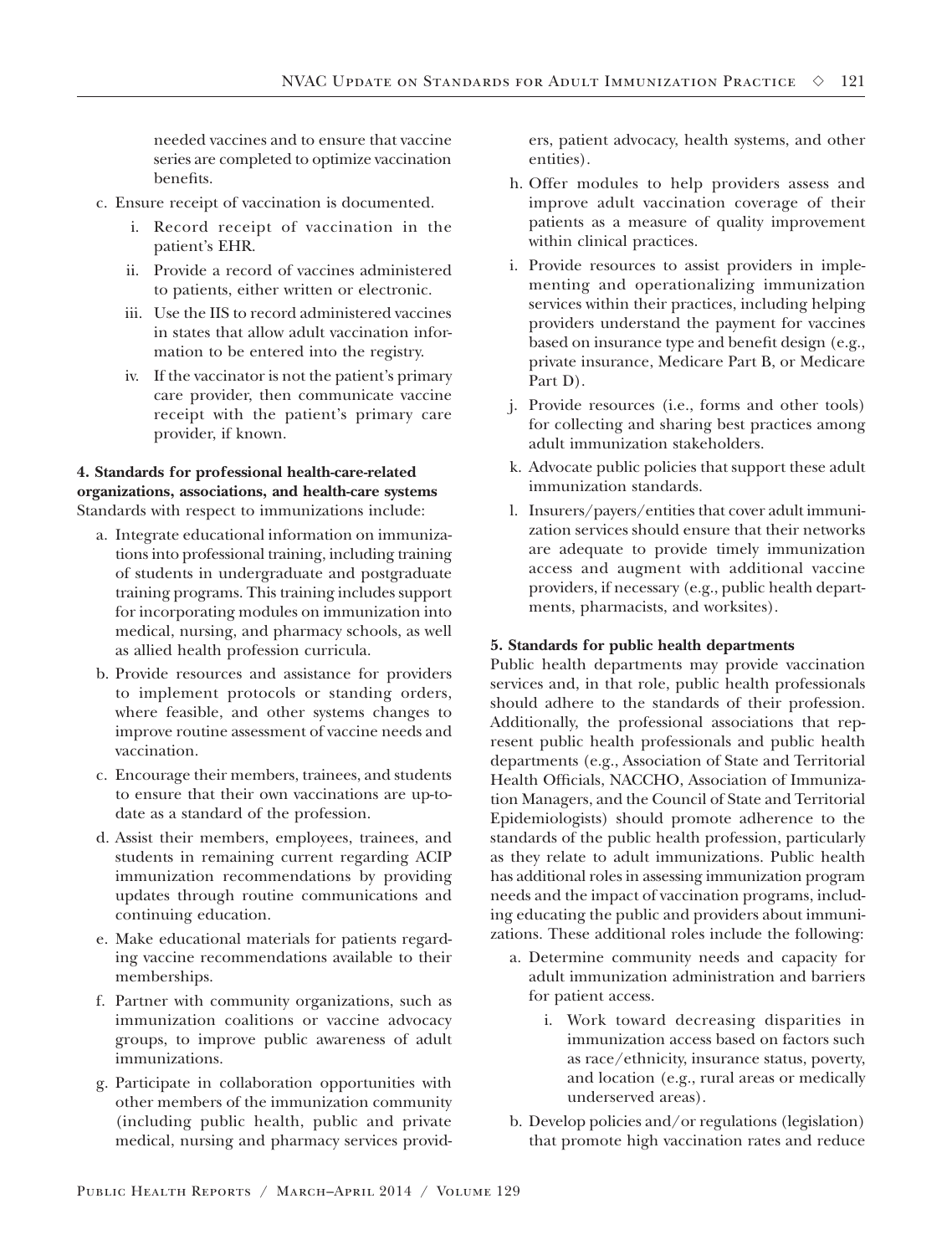needed vaccines and to ensure that vaccine series are completed to optimize vaccination benefits.

c. Ensure receipt of vaccination is documented.
   i. Record receipt of vaccination in the patient's EHR.
   ii. Provide a record of vaccines administered to patients, either written or electronic.
   iii. Use the IIS to record administered vaccines in states that allow adult vaccination information to be entered into the registry.
   iv. If the vaccinator is not the patient's primary care provider, then communicate vaccine receipt with the patient's primary care provider, if known.

**4. Standards for professional health-care-related organizations, associations, and health-care systems**
Standards with respect to immunizations include:

a. Integrate educational information on immunizations into professional training, including training of students in undergraduate and postgraduate training programs. This training includes support for incorporating modules on immunization into medical, nursing, and pharmacy schools, as well as allied health profession curricula.
b. Provide resources and assistance for providers to implement protocols or standing orders, where feasible, and other systems changes to improve routine assessment of vaccine needs and vaccination.
c. Encourage their members, trainees, and students to ensure that their own vaccinations are up-to-date as a standard of the profession.
d. Assist their members, employees, trainees, and students in remaining current regarding ACIP immunization recommendations by providing updates through routine communications and continuing education.
e. Make educational materials for patients regarding vaccine recommendations available to their memberships.
f. Partner with community organizations, such as immunization coalitions or vaccine advocacy groups, to improve public awareness of adult immunizations.
g. Participate in collaboration opportunities with other members of the immunization community (including public health, public and private medical, nursing and pharmacy services providers, patient advocacy, health systems, and other entities).
h. Offer modules to help providers assess and improve adult vaccination coverage of their patients as a measure of quality improvement within clinical practices.
i. Provide resources to assist providers in implementing and operationalizing immunization services within their practices, including helping providers understand the payment for vaccines based on insurance type and benefit design (e.g., private insurance, Medicare Part B, or Medicare Part D).
j. Provide resources (i.e., forms and other tools) for collecting and sharing best practices among adult immunization stakeholders.
k. Advocate public policies that support these adult immunization standards.
l. Insurers/payers/entities that cover adult immunization services should ensure that their networks are adequate to provide timely immunization access and augment with additional vaccine providers, if necessary (e.g., public health departments, pharmacists, and worksites).

**5. Standards for public health departments**
Public health departments may provide vaccination services and, in that role, public health professionals should adhere to the standards of their profession. Additionally, the professional associations that represent public health professionals and public health departments (e.g., Association of State and Territorial Health Officials, NACCHO, Association of Immunization Managers, and the Council of State and Territorial Epidemiologists) should promote adherence to the standards of the public health profession, particularly as they relate to adult immunizations. Public health has additional roles in assessing immunization program needs and the impact of vaccination programs, including educating the public and providers about immunizations. These additional roles include the following:

a. Determine community needs and capacity for adult immunization administration and barriers for patient access.
   i. Work toward decreasing disparities in immunization access based on factors such as race/ethnicity, insurance status, poverty, and location (e.g., rural areas or medically underserved areas).
b. Develop policies and/or regulations (legislation) that promote high vaccination rates and reduce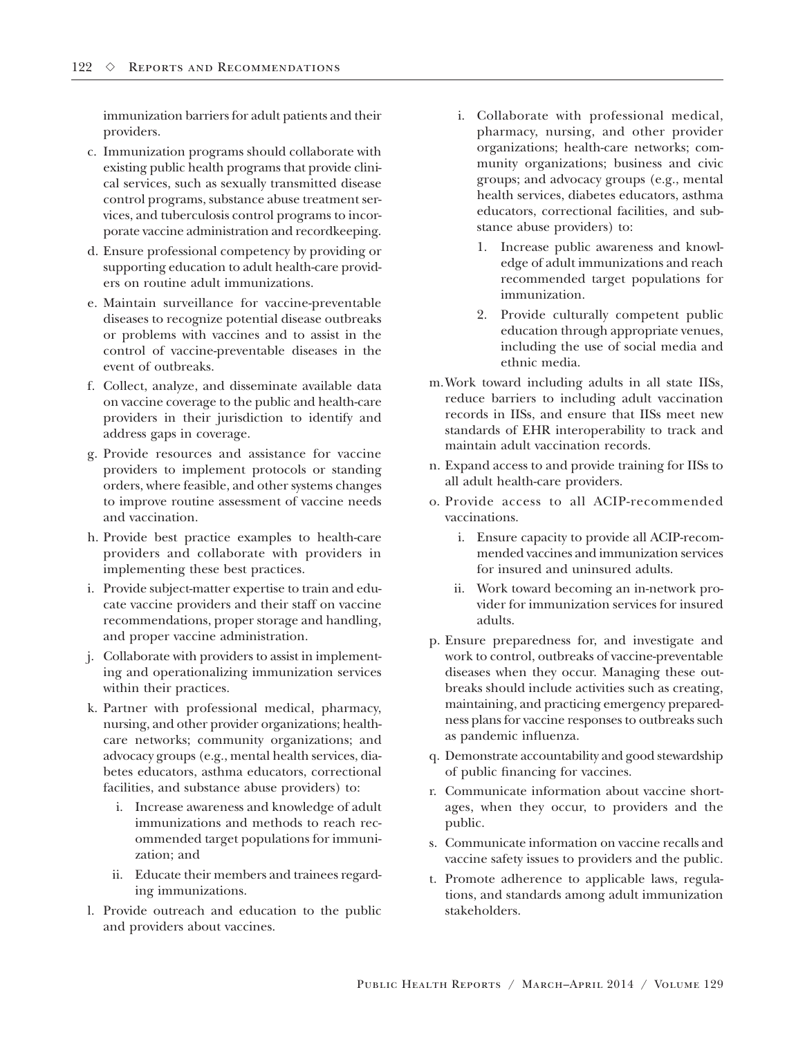immunization barriers for adult patients and their providers.

c. Immunization programs should collaborate with existing public health programs that provide clinical services, such as sexually transmitted disease control programs, substance abuse treatment services, and tuberculosis control programs to incorporate vaccine administration and recordkeeping.

d. Ensure professional competency by providing or supporting education to adult health-care providers on routine adult immunizations.

e. Maintain surveillance for vaccine-preventable diseases to recognize potential disease outbreaks or problems with vaccines and to assist in the control of vaccine-preventable diseases in the event of outbreaks.

f. Collect, analyze, and disseminate available data on vaccine coverage to the public and health-care providers in their jurisdiction to identify and address gaps in coverage.

g. Provide resources and assistance for vaccine providers to implement protocols or standing orders, where feasible, and other systems changes to improve routine assessment of vaccine needs and vaccination.

h. Provide best practice examples to health-care providers and collaborate with providers in implementing these best practices.

i. Provide subject-matter expertise to train and educate vaccine providers and their staff on vaccine recommendations, proper storage and handling, and proper vaccine administration.

j. Collaborate with providers to assist in implementing and operationalizing immunization services within their practices.

k. Partner with professional medical, pharmacy, nursing, and other provider organizations; health-care networks; community organizations; and advocacy groups (e.g., mental health services, diabetes educators, asthma educators, correctional facilities, and substance abuse providers) to:

   i. Increase awareness and knowledge of adult immunizations and methods to reach recommended target populations for immunization; and

   ii. Educate their members and trainees regarding immunizations.

l. Provide outreach and education to the public and providers about vaccines.

   i. Collaborate with professional medical, pharmacy, nursing, and other provider organizations; health-care networks; community organizations; business and civic groups; and advocacy groups (e.g., mental health services, diabetes educators, asthma educators, correctional facilities, and substance abuse providers) to:

      1. Increase public awareness and knowledge of adult immunizations and reach recommended target populations for immunization.

      2. Provide culturally competent public education through appropriate venues, including the use of social media and ethnic media.

m. Work toward including adults in all state IISs, reduce barriers to including adult vaccination records in IISs, and ensure that IISs meet new standards of EHR interoperability to track and maintain adult vaccination records.

n. Expand access to and provide training for IISs to all adult health-care providers.

o. Provide access to all ACIP-recommended vaccinations.

   i. Ensure capacity to provide all ACIP-recommended vaccines and immunization services for insured and uninsured adults.

   ii. Work toward becoming an in-network provider for immunization services for insured adults.

p. Ensure preparedness for, and investigate and work to control, outbreaks of vaccine-preventable diseases when they occur. Managing these outbreaks should include activities such as creating, maintaining, and practicing emergency preparedness plans for vaccine responses to outbreaks such as pandemic influenza.

q. Demonstrate accountability and good stewardship of public financing for vaccines.

r. Communicate information about vaccine shortages, when they occur, to providers and the public.

s. Communicate information on vaccine recalls and vaccine safety issues to providers and the public.

t. Promote adherence to applicable laws, regulations, and standards among adult immunization stakeholders.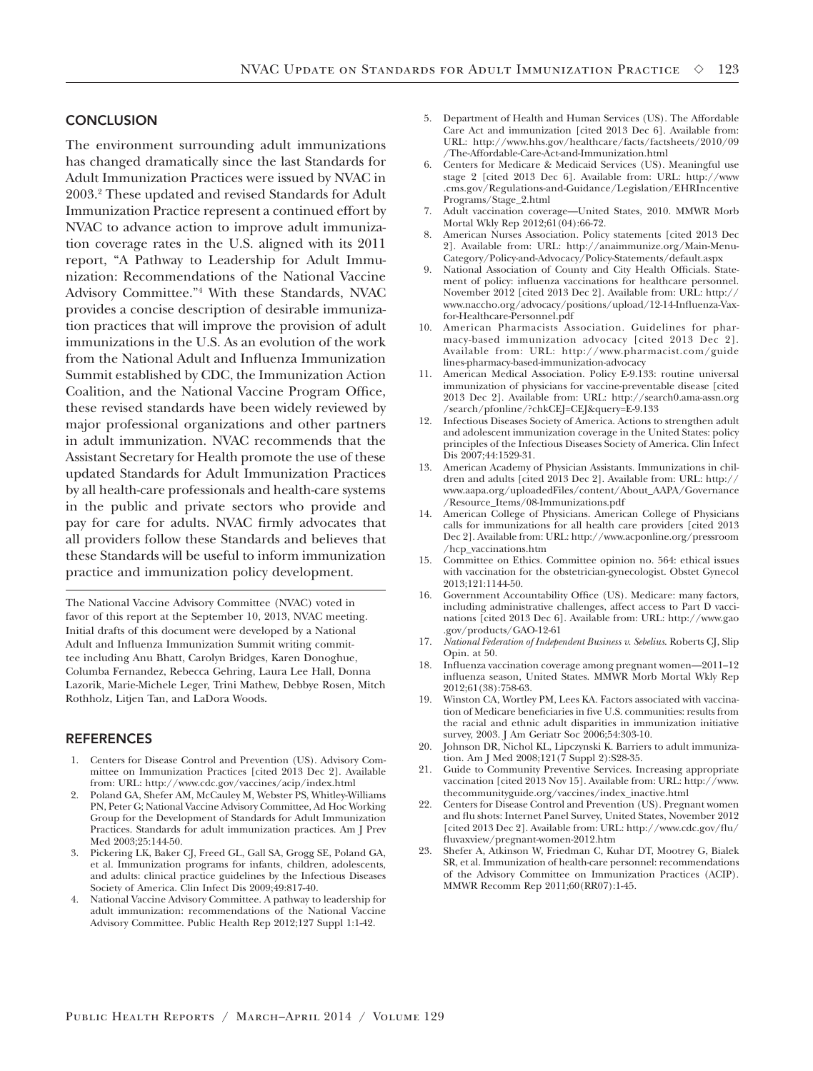## CONCLUSION

The environment surrounding adult immunizations has changed dramatically since the last Standards for Adult Immunization Practices were issued by NVAC in 2003.[2] These updated and revised Standards for Adult Immunization Practice represent a continued effort by NVAC to advance action to improve adult immunization coverage rates in the U.S. aligned with its 2011 report, "A Pathway to Leadership for Adult Immunization: Recommendations of the National Vaccine Advisory Committee."[4] With these Standards, NVAC provides a concise description of desirable immunization practices that will improve the provision of adult immunizations in the U.S. As an evolution of the work from the National Adult and Influenza Immunization Summit established by CDC, the Immunization Action Coalition, and the National Vaccine Program Office, these revised standards have been widely reviewed by major professional organizations and other partners in adult immunization. NVAC recommends that the Assistant Secretary for Health promote the use of these updated Standards for Adult Immunization Practices by all health-care professionals and health-care systems in the public and private sectors who provide and pay for care for adults. NVAC firmly advocates that all providers follow these Standards and believes that these Standards will be useful to inform immunization practice and immunization policy development.

The National Vaccine Advisory Committee (NVAC) voted in favor of this report at the September 10, 2013, NVAC meeting. Initial drafts of this document were developed by a National Adult and Influenza Immunization Summit writing committee including Anu Bhatt, Carolyn Bridges, Karen Donoghue, Columba Fernandez, Rebecca Gehring, Laura Lee Hall, Donna Lazorik, Marie-Michele Leger, Trini Mathew, Debbye Rosen, Mitch Rothholz, Litjen Tan, and LaDora Woods.

## REFERENCES

1. Centers for Disease Control and Prevention (US). Advisory Committee on Immunization Practices [cited 2013 Dec 2]. Available from: URL: http://www.cdc.gov/vaccines/acip/index.html
2. Poland GA, Shefer AM, McCauley M, Webster PS, Whitley-Williams PN, Peter G; National Vaccine Advisory Committee, Ad Hoc Working Group for the Development of Standards for Adult Immunization Practices. Standards for adult immunization practices. Am J Prev Med 2003;25:144-50.
3. Pickering LK, Baker CJ, Freed GL, Gall SA, Grogg SE, Poland GA, et al. Immunization programs for infants, children, adolescents, and adults: clinical practice guidelines by the Infectious Diseases Society of America. Clin Infect Dis 2009;49:817-40.
4. National Vaccine Advisory Committee. A pathway to leadership for adult immunization: recommendations of the National Vaccine Advisory Committee. Public Health Rep 2012;127 Suppl 1:1-42.
5. Department of Health and Human Services (US). The Affordable Care Act and immunization [cited 2013 Dec 6]. Available from: URL: http://www.hhs.gov/healthcare/facts/factsheets/2010/09/The-Affordable-Care-Act-and-Immunization.html
6. Centers for Medicare & Medicaid Services (US). Meaningful use stage 2 [cited 2013 Dec 6]. Available from: URL: http://www.cms.gov/Regulations-and-Guidance/Legislation/EHRIncentivePrograms/Stage_2.html
7. Adult vaccination coverage—United States, 2010. MMWR Morb Mortal Wkly Rep 2012;61(04):66-72.
8. American Nurses Association. Policy statements [cited 2013 Dec 2]. Available from: URL: http://anaimmunize.org/Main-Menu-Category/Policy-and-Advocacy/Policy-Statements/default.aspx
9. National Association of County and City Health Officials. Statement of policy: influenza vaccinations for healthcare personnel. November 2012 [cited 2013 Dec 2]. Available from: URL: http://www.naccho.org/advocacy/positions/upload/12-14-Influenza-Vax-for-Healthcare-Personnel.pdf
10. American Pharmacists Association. Guidelines for pharmacy-based immunization advocacy [cited 2013 Dec 2]. Available from: URL: http://www.pharmacist.com/guidelines-pharmacy-based-immunization-advocacy
11. American Medical Association. Policy E-9.133: routine universal immunization of physicians for vaccine-preventable disease [cited 2013 Dec 2]. Available from: URL: http://search0.ama-assn.org/search/pfonline/?chkCEJ=CEJ&query=E-9.133
12. Infectious Diseases Society of America. Actions to strengthen adult and adolescent immunization coverage in the United States: policy principles of the Infectious Diseases Society of America. Clin Infect Dis 2007;44:1529-31.
13. American Academy of Physician Assistants. Immunizations in children and adults [cited 2013 Dec 2]. Available from: URL: http://www.aapa.org/uploadedFiles/content/About_AAPA/Governance/Resource_Items/08-Immunizations.pdf
14. American College of Physicians. American College of Physicians calls for immunizations for all health care providers [cited 2013 Dec 2]. Available from: URL: http://www.acponline.org/pressroom/hcp_vaccinations.htm
15. Committee on Ethics. Committee opinion no. 564: ethical issues with vaccination for the obstetrician-gynecologist. Obstet Gynecol 2013;121:1144-50.
16. Government Accountability Office (US). Medicare: many factors, including administrative challenges, affect access to Part D vaccinations [cited 2013 Dec 6]. Available from: URL: http://www.gao.gov/products/GAO-12-61
17. *National Federation of Independent Business v. Sebelius*. Roberts CJ, Slip Opin. at 50.
18. Influenza vaccination coverage among pregnant women—2011–12 influenza season, United States. MMWR Morb Mortal Wkly Rep 2012;61(38):758-63.
19. Winston CA, Wortley PM, Lees KA. Factors associated with vaccination of Medicare beneficiaries in five U.S. communities: results from the racial and ethnic adult disparities in immunization initiative survey, 2003. J Am Geriatr Soc 2006;54:303-10.
20. Johnson DR, Nichol KL, Lipczynski K. Barriers to adult immunization. Am J Med 2008;121(7 Suppl 2):S28-35.
21. Guide to Community Preventive Services. Increasing appropriate vaccination [cited 2013 Nov 15]. Available from: URL: http://www.thecommunityguide.org/vaccines/index_inactive.html
22. Centers for Disease Control and Prevention (US). Pregnant women and flu shots: Internet Panel Survey, United States, November 2012 [cited 2013 Dec 2]. Available from: URL: http://www.cdc.gov/flu/fluvaxview/pregnant-women-2012.htm
23. Shefer A, Atkinson W, Friedman C, Kuhar DT, Mootrey G, Bialek SR, et al. Immunization of health-care personnel: recommendations of the Advisory Committee on Immunization Practices (ACIP). MMWR Recomm Rep 2011;60(RR07):1-45.